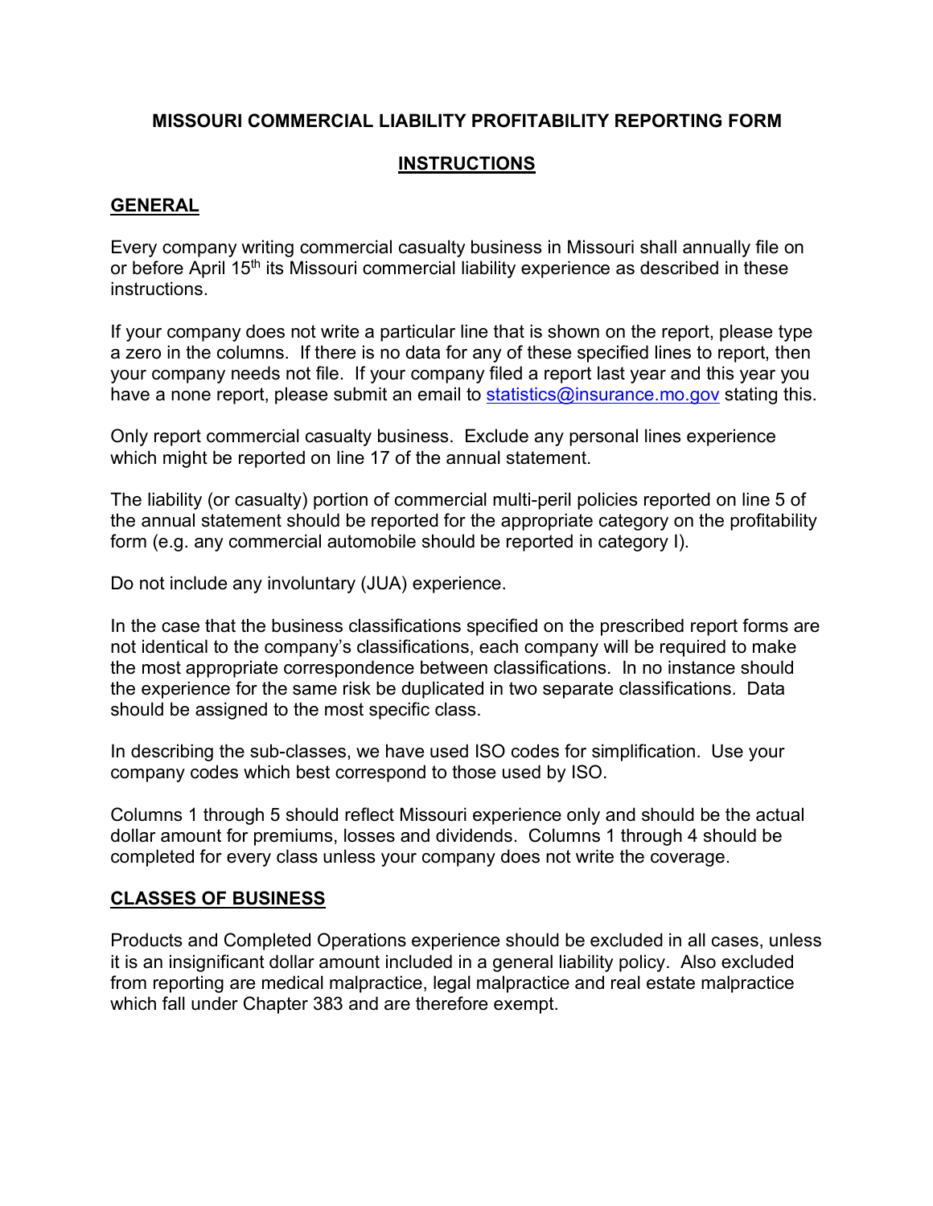# MISSOURI COMMERCIAL LIABILITY PROFITABILITY REPORTING FORM

## INSTRUCTIONS

### GENERAL

Every company writing commercial casualty business in Missouri shall annually file on or before April 15th its Missouri commercial liability experience as described in these instructions.

If your company does not write a particular line that is shown on the report, please type a zero in the columns. If there is no data for any of these specified lines to report, then your company needs not file. If your company filed a report last year and this year you have a none report, please submit an email to statistics@insurance.mo.gov stating this.

Only report commercial casualty business. Exclude any personal lines experience which might be reported on line 17 of the annual statement.

The liability (or casualty) portion of commercial multi-peril policies reported on line 5 of the annual statement should be reported for the appropriate category on the profitability form (e.g. any commercial automobile should be reported in category I).

Do not include any involuntary (JUA) experience.

In the case that the business classifications specified on the prescribed report forms are not identical to the company's classifications, each company will be required to make the most appropriate correspondence between classifications. In no instance should the experience for the same risk be duplicated in two separate classifications. Data should be assigned to the most specific class.

In describing the sub-classes, we have used ISO codes for simplification. Use your company codes which best correspond to those used by ISO.

Columns 1 through 5 should reflect Missouri experience only and should be the actual dollar amount for premiums, losses and dividends. Columns 1 through 4 should be completed for every class unless your company does not write the coverage.

### CLASSES OF BUSINESS

Products and Completed Operations experience should be excluded in all cases, unless it is an insignificant dollar amount included in a general liability policy. Also excluded from reporting are medical malpractice, legal malpractice and real estate malpractice which fall under Chapter 383 and are therefore exempt.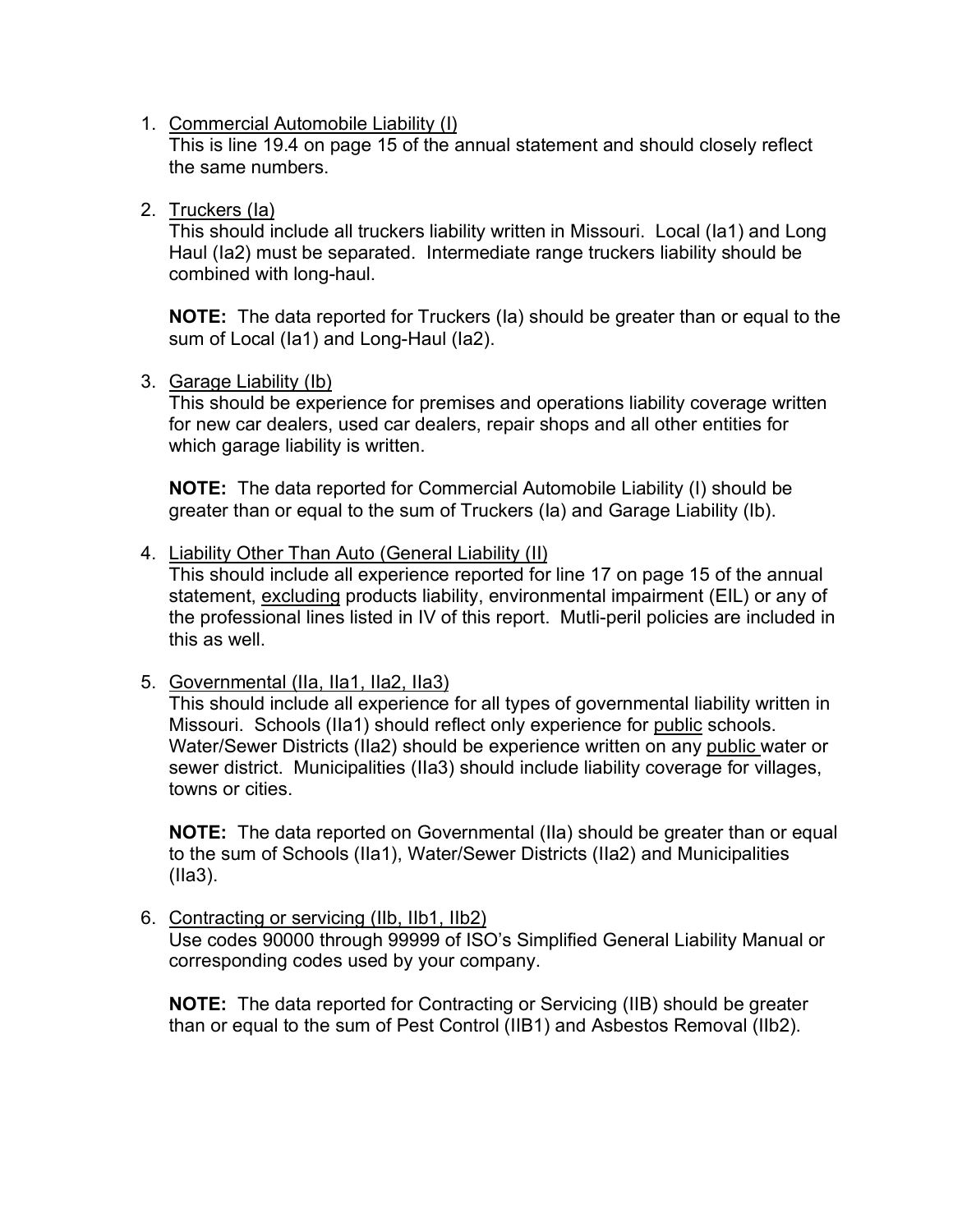1. Commercial Automobile Liability (I)
   This is line 19.4 on page 15 of the annual statement and should closely reflect the same numbers.

2. Truckers (Ia)
   This should include all truckers liability written in Missouri. Local (Ia1) and Long Haul (Ia2) must be separated. Intermediate range truckers liability should be combined with long-haul.

   **NOTE:** The data reported for Truckers (Ia) should be greater than or equal to the sum of Local (Ia1) and Long-Haul (Ia2).

3. Garage Liability (Ib)
   This should be experience for premises and operations liability coverage written for new car dealers, used car dealers, repair shops and all other entities for which garage liability is written.

   **NOTE:** The data reported for Commercial Automobile Liability (I) should be greater than or equal to the sum of Truckers (Ia) and Garage Liability (Ib).

4. Liability Other Than Auto (General Liability (II)
   This should include all experience reported for line 17 on page 15 of the annual statement, excluding products liability, environmental impairment (EIL) or any of the professional lines listed in IV of this report. Mutli-peril policies are included in this as well.

5. Governmental (IIa, IIa1, IIa2, IIa3)
   This should include all experience for all types of governmental liability written in Missouri. Schools (IIa1) should reflect only experience for public schools. Water/Sewer Districts (IIa2) should be experience written on any public water or sewer district. Municipalities (IIa3) should include liability coverage for villages, towns or cities.

   **NOTE:** The data reported on Governmental (IIa) should be greater than or equal to the sum of Schools (IIa1), Water/Sewer Districts (IIa2) and Municipalities (IIa3).

6. Contracting or servicing (IIb, IIb1, IIb2)
   Use codes 90000 through 99999 of ISO's Simplified General Liability Manual or corresponding codes used by your company.

   **NOTE:** The data reported for Contracting or Servicing (IIB) should be greater than or equal to the sum of Pest Control (IIB1) and Asbestos Removal (IIb2).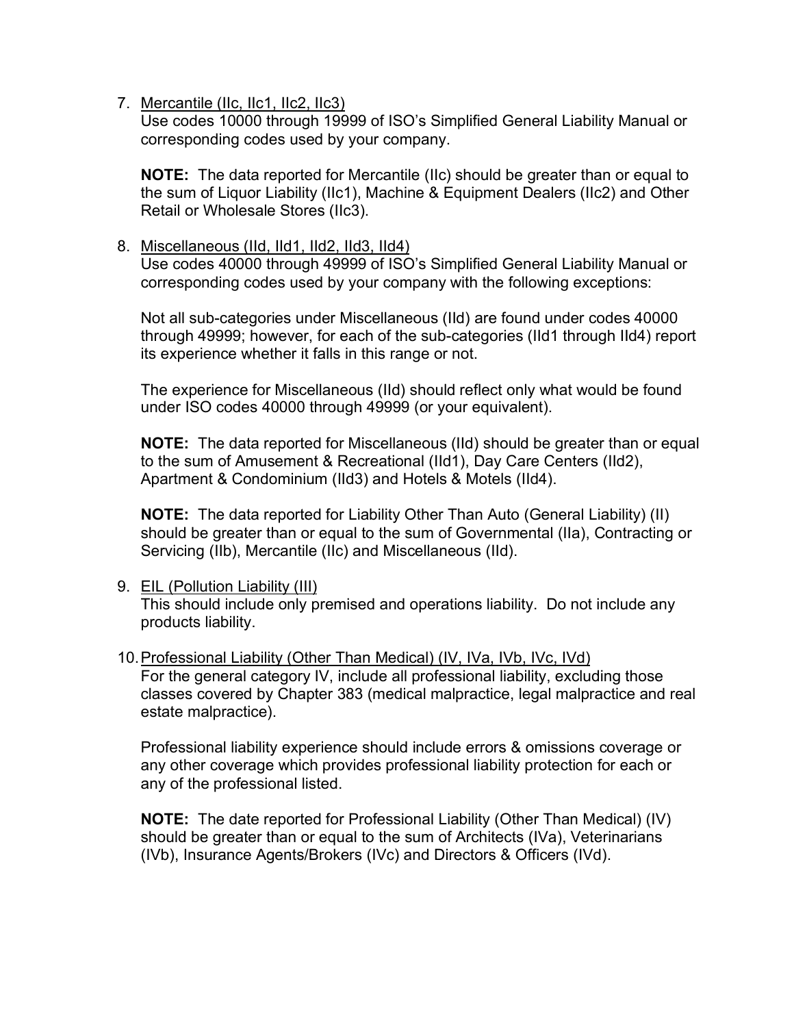7. <u>Mercantile (IIc, IIc1, IIc2, IIc3)</u>
   Use codes 10000 through 19999 of ISO's Simplified General Liability Manual or corresponding codes used by your company.

   **NOTE:** The data reported for Mercantile (IIc) should be greater than or equal to the sum of Liquor Liability (IIc1), Machine & Equipment Dealers (IIc2) and Other Retail or Wholesale Stores (IIc3).

8. <u>Miscellaneous (IId, IId1, IId2, IId3, IId4)</u>
   Use codes 40000 through 49999 of ISO's Simplified General Liability Manual or corresponding codes used by your company with the following exceptions:

   Not all sub-categories under Miscellaneous (IId) are found under codes 40000 through 49999; however, for each of the sub-categories (IId1 through IId4) report its experience whether it falls in this range or not.

   The experience for Miscellaneous (IId) should reflect only what would be found under ISO codes 40000 through 49999 (or your equivalent).

   **NOTE:** The data reported for Miscellaneous (IId) should be greater than or equal to the sum of Amusement & Recreational (IId1), Day Care Centers (IId2), Apartment & Condominium (IId3) and Hotels & Motels (IId4).

   **NOTE:** The data reported for Liability Other Than Auto (General Liability) (II) should be greater than or equal to the sum of Governmental (IIa), Contracting or Servicing (IIb), Mercantile (IIc) and Miscellaneous (IId).

9. <u>EIL (Pollution Liability (III)</u>
   This should include only premised and operations liability. Do not include any products liability.

10. <u>Professional Liability (Other Than Medical) (IV, IVa, IVb, IVc, IVd)</u>
    For the general category IV, include all professional liability, excluding those classes covered by Chapter 383 (medical malpractice, legal malpractice and real estate malpractice).

    Professional liability experience should include errors & omissions coverage or any other coverage which provides professional liability protection for each or any of the professional listed.

    **NOTE:** The date reported for Professional Liability (Other Than Medical) (IV) should be greater than or equal to the sum of Architects (IVa), Veterinarians (IVb), Insurance Agents/Brokers (IVc) and Directors & Officers (IVd).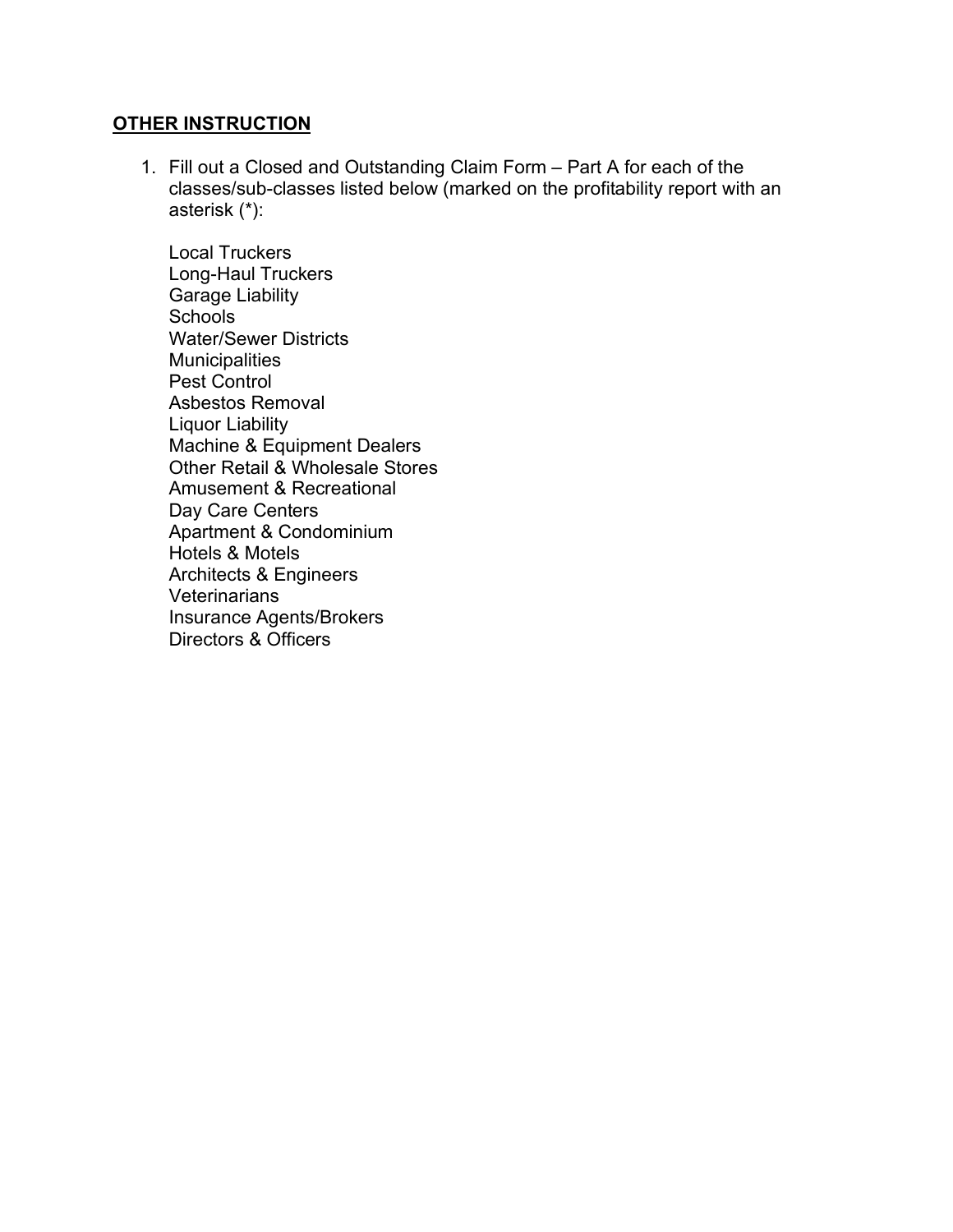## **OTHER INSTRUCTION**

1. Fill out a Closed and Outstanding Claim Form – Part A for each of the classes/sub-classes listed below (marked on the profitability report with an asterisk (*):

   Local Truckers
   Long-Haul Truckers
   Garage Liability
   Schools
   Water/Sewer Districts
   Municipalities
   Pest Control
   Asbestos Removal
   Liquor Liability
   Machine & Equipment Dealers
   Other Retail & Wholesale Stores
   Amusement & Recreational
   Day Care Centers
   Apartment & Condominium
   Hotels & Motels
   Architects & Engineers
   Veterinarians
   Insurance Agents/Brokers
   Directors & Officers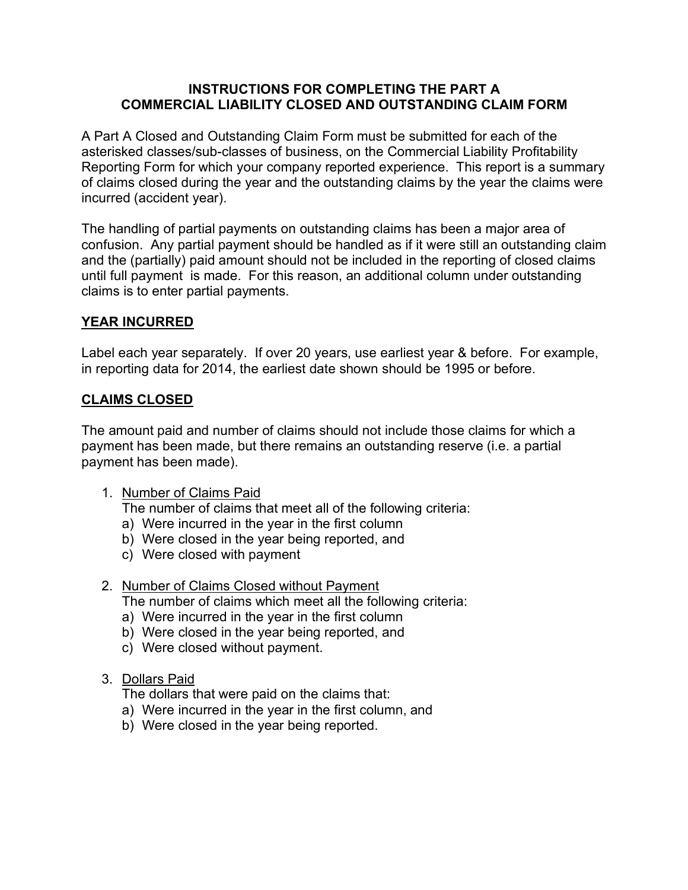# INSTRUCTIONS FOR COMPLETING THE PART A COMMERCIAL LIABILITY CLOSED AND OUTSTANDING CLAIM FORM

A Part A Closed and Outstanding Claim Form must be submitted for each of the asterisked classes/sub-classes of business, on the Commercial Liability Profitability Reporting Form for which your company reported experience. This report is a summary of claims closed during the year and the outstanding claims by the year the claims were incurred (accident year).

The handling of partial payments on outstanding claims has been a major area of confusion. Any partial payment should be handled as if it were still an outstanding claim and the (partially) paid amount should not be included in the reporting of closed claims until full payment is made. For this reason, an additional column under outstanding claims is to enter partial payments.

## YEAR INCURRED

Label each year separately. If over 20 years, use earliest year & before. For example, in reporting data for 2014, the earliest date shown should be 1995 or before.

## CLAIMS CLOSED

The amount paid and number of claims should not include those claims for which a payment has been made, but there remains an outstanding reserve (i.e. a partial payment has been made).

1. Number of Claims Paid
   The number of claims that meet all of the following criteria:
   a) Were incurred in the year in the first column
   b) Were closed in the year being reported, and
   c) Were closed with payment

2. Number of Claims Closed without Payment
   The number of claims which meet all the following criteria:
   a) Were incurred in the year in the first column
   b) Were closed in the year being reported, and
   c) Were closed without payment.

3. Dollars Paid
   The dollars that were paid on the claims that:
   a) Were incurred in the year in the first column, and
   b) Were closed in the year being reported.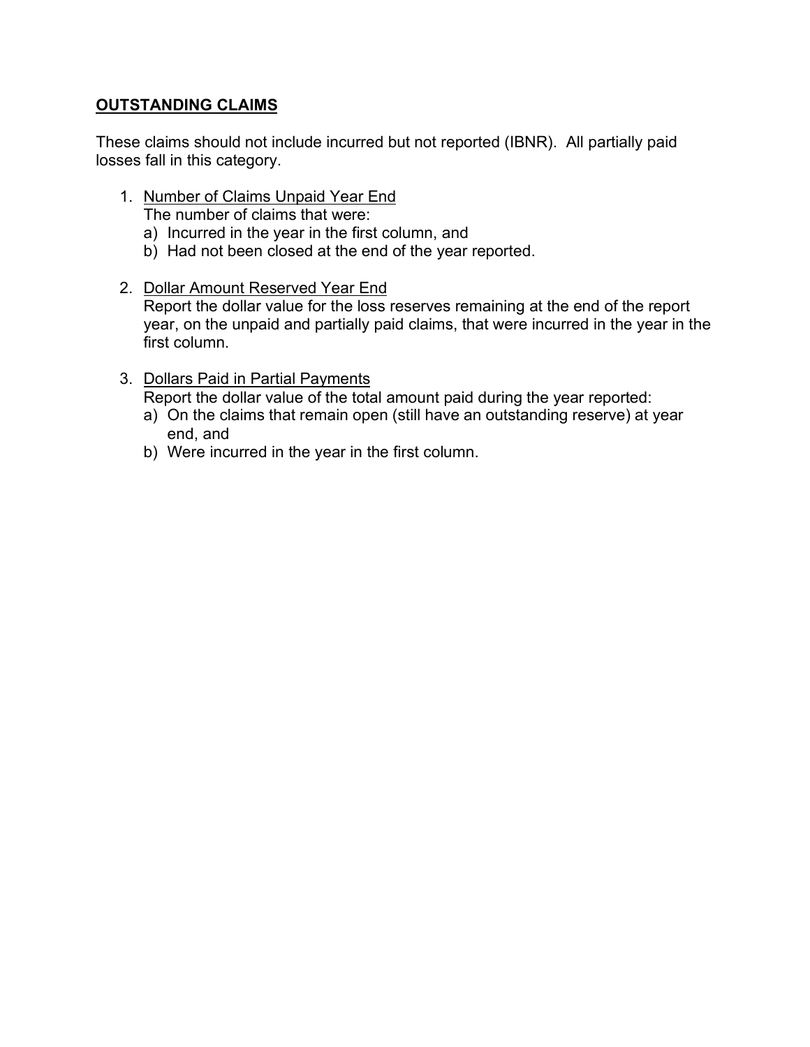## OUTSTANDING CLAIMS

These claims should not include incurred but not reported (IBNR). All partially paid losses fall in this category.

1. Number of Claims Unpaid Year End
   The number of claims that were:
   a) Incurred in the year in the first column, and
   b) Had not been closed at the end of the year reported.

2. Dollar Amount Reserved Year End
   Report the dollar value for the loss reserves remaining at the end of the report year, on the unpaid and partially paid claims, that were incurred in the year in the first column.

3. Dollars Paid in Partial Payments
   Report the dollar value of the total amount paid during the year reported:
   a) On the claims that remain open (still have an outstanding reserve) at year end, and
   b) Were incurred in the year in the first column.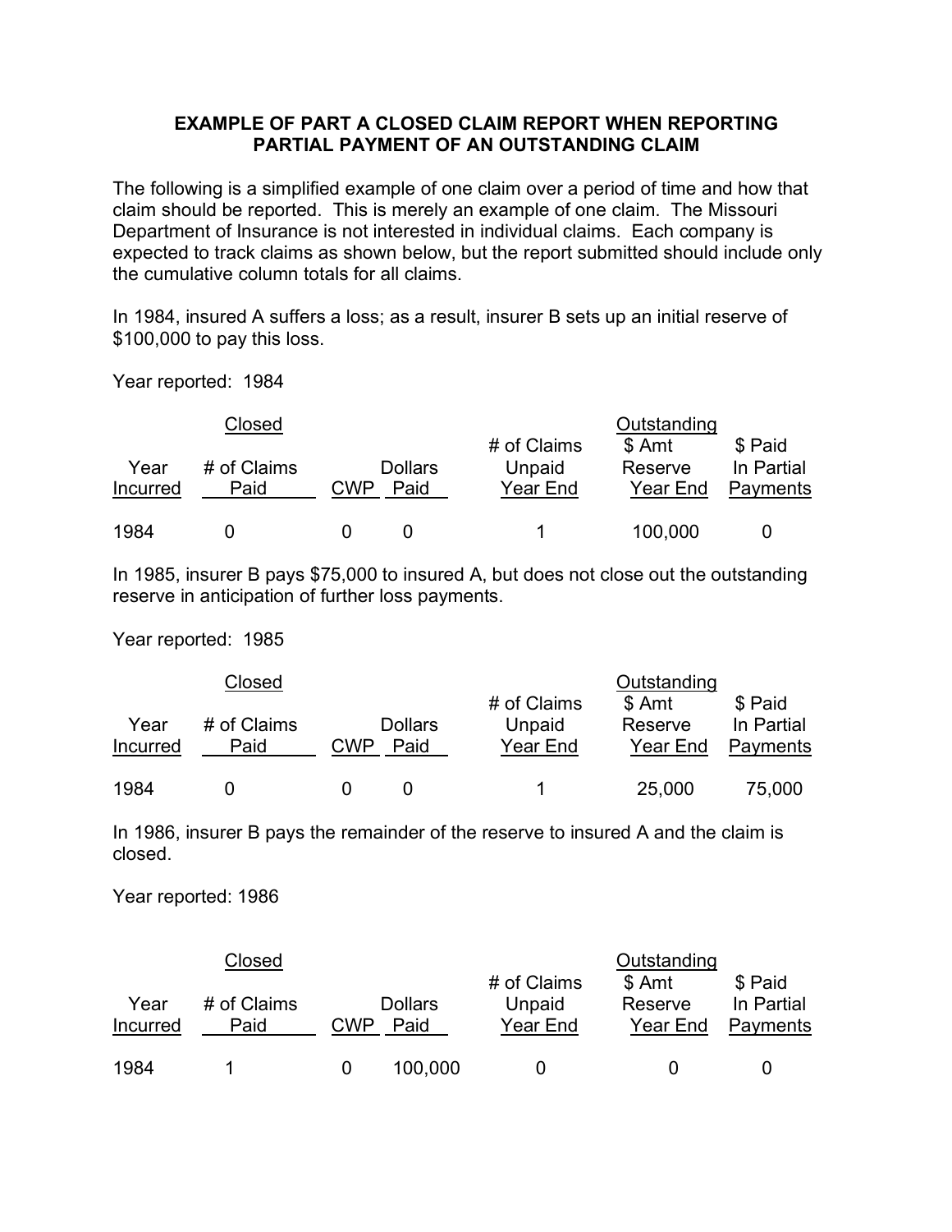## EXAMPLE OF PART A CLOSED CLAIM REPORT WHEN REPORTING PARTIAL PAYMENT OF AN OUTSTANDING CLAIM

The following is a simplified example of one claim over a period of time and how that claim should be reported. This is merely an example of one claim. The Missouri Department of Insurance is not interested in individual claims. Each company is expected to track claims as shown below, but the report submitted should include only the cumulative column totals for all claims.

In 1984, insured A suffers a loss; as a result, insurer B sets up an initial reserve of $100,000 to pay this loss.

Year reported: 1984

| | Closed | | | Outstanding | | |
|---|---|---|---|---|---|---|
| Year Incurred | # of Claims Paid | CWP | Dollars Paid | # of Claims Unpaid Year End | $ Amt Reserve Year End | $ Paid In Partial Payments |
| 1984 | 0 | 0 | 0 | 1 | 100,000 | 0 |

In 1985, insurer B pays $75,000 to insured A, but does not close out the outstanding reserve in anticipation of further loss payments.

Year reported: 1985

| | Closed | | | Outstanding | | |
|---|---|---|---|---|---|---|
| Year Incurred | # of Claims Paid | CWP | Dollars Paid | # of Claims Unpaid Year End | $ Amt Reserve Year End | $ Paid In Partial Payments |
| 1984 | 0 | 0 | 0 | 1 | 25,000 | 75,000 |

In 1986, insurer B pays the remainder of the reserve to insured A and the claim is closed.

Year reported: 1986

| | Closed | | | Outstanding | | |
|---|---|---|---|---|---|---|
| Year Incurred | # of Claims Paid | CWP | Dollars Paid | # of Claims Unpaid Year End | $ Amt Reserve Year End | $ Paid In Partial Payments |
| 1984 | 1 | 0 | 100,000 | 0 | 0 | 0 |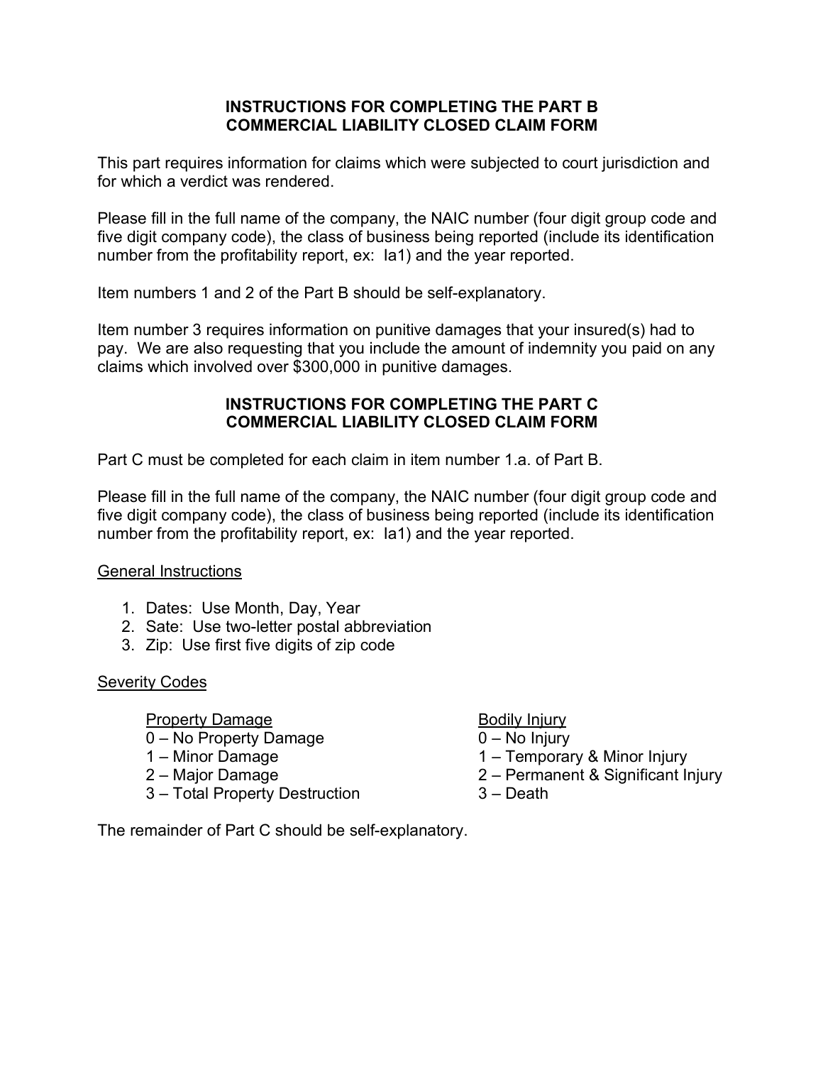## INSTRUCTIONS FOR COMPLETING THE PART B COMMERCIAL LIABILITY CLOSED CLAIM FORM

This part requires information for claims which were subjected to court jurisdiction and for which a verdict was rendered.

Please fill in the full name of the company, the NAIC number (four digit group code and five digit company code), the class of business being reported (include its identification number from the profitability report, ex: Ia1) and the year reported.

Item numbers 1 and 2 of the Part B should be self-explanatory.

Item number 3 requires information on punitive damages that your insured(s) had to pay. We are also requesting that you include the amount of indemnity you paid on any claims which involved over $300,000 in punitive damages.

## INSTRUCTIONS FOR COMPLETING THE PART C COMMERCIAL LIABILITY CLOSED CLAIM FORM

Part C must be completed for each claim in item number 1.a. of Part B.

Please fill in the full name of the company, the NAIC number (four digit group code and five digit company code), the class of business being reported (include its identification number from the profitability report, ex: Ia1) and the year reported.

General Instructions

1. Dates: Use Month, Day, Year
2. Sate: Use two-letter postal abbreviation
3. Zip: Use first five digits of zip code

Severity Codes

| Property Damage | Bodily Injury |
|---|---|
| 0 – No Property Damage | 0 – No Injury |
| 1 – Minor Damage | 1 – Temporary & Minor Injury |
| 2 – Major Damage | 2 – Permanent & Significant Injury |
| 3 – Total Property Destruction | 3 – Death |

The remainder of Part C should be self-explanatory.